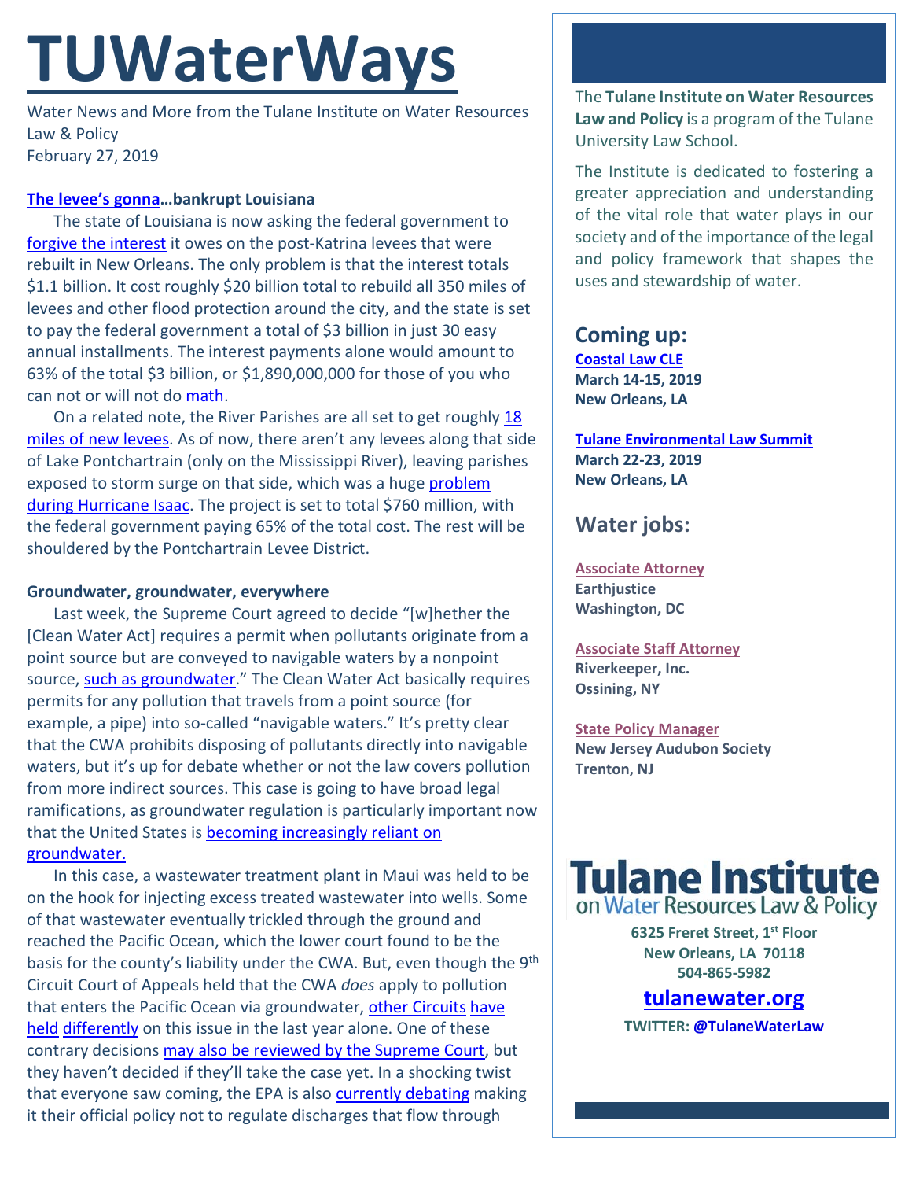# TUWaterWays

Water News and More from the Tulane Institute on Water Resources Law & Policy
February 27, 2019

**The levee's gonna…bankrupt Louisiana**

The state of Louisiana is now asking the federal government to forgive the interest it owes on the post-Katrina levees that were rebuilt in New Orleans. The only problem is that the interest totals $1.1 billion. It cost roughly $20 billion total to rebuild all 350 miles of levees and other flood protection around the city, and the state is set to pay the federal government a total of $3 billion in just 30 easy annual installments. The interest payments alone would amount to 63% of the total $3 billion, or $1,890,000,000 for those of you who can not or will not do math.

On a related note, the River Parishes are all set to get roughly 18 miles of new levees. As of now, there aren't any levees along that side of Lake Pontchartrain (only on the Mississippi River), leaving parishes exposed to storm surge on that side, which was a huge problem during Hurricane Isaac. The project is set to total $760 million, with the federal government paying 65% of the total cost. The rest will be shouldered by the Pontchartrain Levee District.

**Groundwater, groundwater, everywhere**

Last week, the Supreme Court agreed to decide "[w]hether the [Clean Water Act] requires a permit when pollutants originate from a point source but are conveyed to navigable waters by a nonpoint source, such as groundwater." The Clean Water Act basically requires permits for any pollution that travels from a point source (for example, a pipe) into so-called "navigable waters." It's pretty clear that the CWA prohibits disposing of pollutants directly into navigable waters, but it's up for debate whether or not the law covers pollution from more indirect sources. This case is going to have broad legal ramifications, as groundwater regulation is particularly important now that the United States is becoming increasingly reliant on groundwater.

In this case, a wastewater treatment plant in Maui was held to be on the hook for injecting excess treated wastewater into wells. Some of that wastewater eventually trickled through the ground and reached the Pacific Ocean, which the lower court found to be the basis for the county's liability under the CWA. But, even though the 9th Circuit Court of Appeals held that the CWA *does* apply to pollution that enters the Pacific Ocean via groundwater, other Circuits have held differently on this issue in the last year alone. One of these contrary decisions may also be reviewed by the Supreme Court, but they haven't decided if they'll take the case yet. In a shocking twist that everyone saw coming, the EPA is also currently debating making it their official policy not to regulate discharges that flow through

The **Tulane Institute on Water Resources Law and Policy** is a program of the Tulane University Law School.

The Institute is dedicated to fostering a greater appreciation and understanding of the vital role that water plays in our society and of the importance of the legal and policy framework that shapes the uses and stewardship of water.

## Coming up:

**Coastal Law CLE**
**March 14-15, 2019**
**New Orleans, LA**

**Tulane Environmental Law Summit**
**March 22-23, 2019**
**New Orleans, LA**

## Water jobs:

**Associate Attorney**
**Earthjustice**
**Washington, DC**

**Associate Staff Attorney**
**Riverkeeper, Inc.**
**Ossining, NY**

**State Policy Manager**
**New Jersey Audubon Society**
**Trenton, NJ**

**Tulane Institute on Water Resources Law & Policy**
**6325 Freret Street, 1st Floor**
**New Orleans, LA 70118**
**504-865-5982**

**tulanewater.org**

**TWITTER: @TulaneWaterLaw**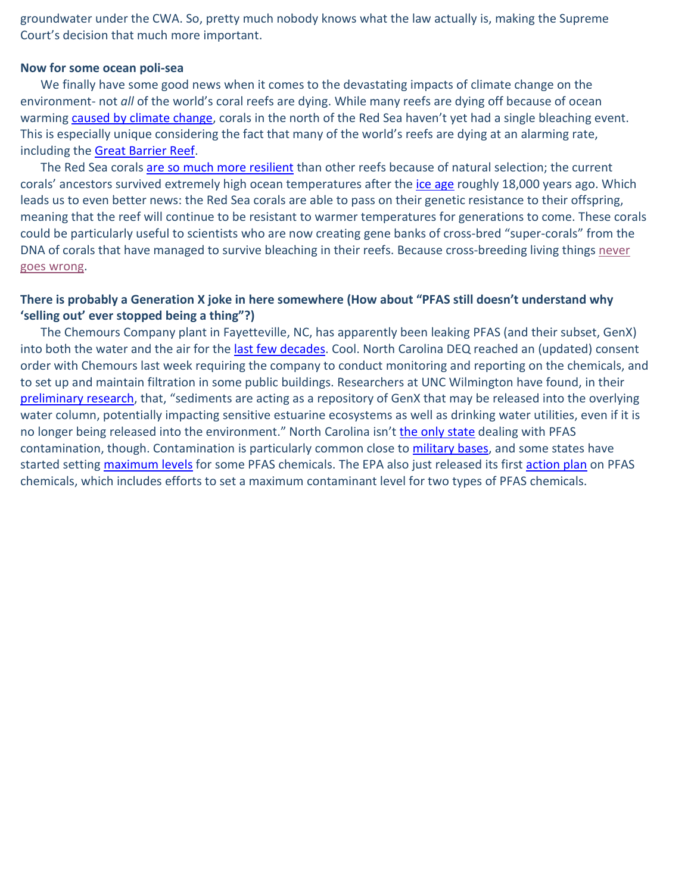groundwater under the CWA. So, pretty much nobody knows what the law actually is, making the Supreme Court's decision that much more important.

**Now for some ocean poli-sea**

We finally have some good news when it comes to the devastating impacts of climate change on the environment- not *all* of the world's coral reefs are dying. While many reefs are dying off because of ocean warming caused by climate change, corals in the north of the Red Sea haven't yet had a single bleaching event. This is especially unique considering the fact that many of the world's reefs are dying at an alarming rate, including the Great Barrier Reef.

The Red Sea corals are so much more resilient than other reefs because of natural selection; the current corals' ancestors survived extremely high ocean temperatures after the ice age roughly 18,000 years ago. Which leads us to even better news: the Red Sea corals are able to pass on their genetic resistance to their offspring, meaning that the reef will continue to be resistant to warmer temperatures for generations to come. These corals could be particularly useful to scientists who are now creating gene banks of cross-bred "super-corals" from the DNA of corals that have managed to survive bleaching in their reefs. Because cross-breeding living things never goes wrong.

**There is probably a Generation X joke in here somewhere (How about "PFAS still doesn't understand why 'selling out' ever stopped being a thing"?)**

The Chemours Company plant in Fayetteville, NC, has apparently been leaking PFAS (and their subset, GenX) into both the water and the air for the last few decades. Cool. North Carolina DEQ reached an (updated) consent order with Chemours last week requiring the company to conduct monitoring and reporting on the chemicals, and to set up and maintain filtration in some public buildings. Researchers at UNC Wilmington have found, in their preliminary research, that, "sediments are acting as a repository of GenX that may be released into the overlying water column, potentially impacting sensitive estuarine ecosystems as well as drinking water utilities, even if it is no longer being released into the environment." North Carolina isn't the only state dealing with PFAS contamination, though. Contamination is particularly common close to military bases, and some states have started setting maximum levels for some PFAS chemicals. The EPA also just released its first action plan on PFAS chemicals, which includes efforts to set a maximum contaminant level for two types of PFAS chemicals.